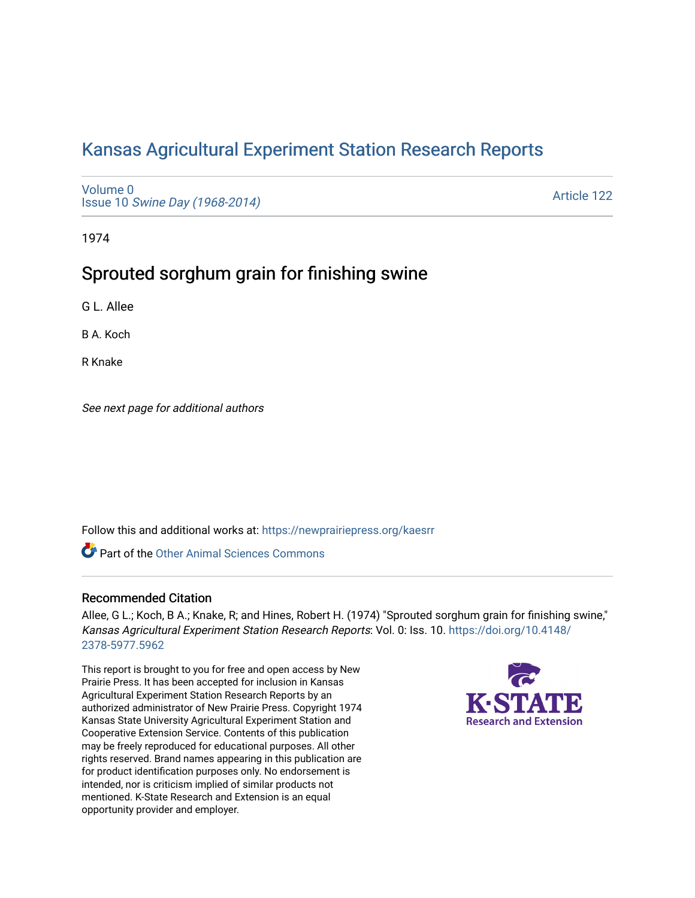# Kansas Agricultural Experiment Station Research Reports

Volume 0
Issue 10 *Swine Day (1968-2014)*

Article 122

1974

## Sprouted sorghum grain for finishing swine

G L. Allee

B A. Koch

R Knake

*See next page for additional authors*

Follow this and additional works at: https://newprairiepress.org/kaesrr

Part of the Other Animal Sciences Commons

### Recommended Citation

Allee, G L.; Koch, B A.; Knake, R; and Hines, Robert H. (1974) "Sprouted sorghum grain for finishing swine," *Kansas Agricultural Experiment Station Research Reports*: Vol. 0: Iss. 10. https://doi.org/10.4148/2378-5977.5962

This report is brought to you for free and open access by New Prairie Press. It has been accepted for inclusion in Kansas Agricultural Experiment Station Research Reports by an authorized administrator of New Prairie Press. Copyright 1974 Kansas State University Agricultural Experiment Station and Cooperative Extension Service. Contents of this publication may be freely reproduced for educational purposes. All other rights reserved. Brand names appearing in this publication are for product identification purposes only. No endorsement is intended, nor is criticism implied of similar products not mentioned. K-State Research and Extension is an equal opportunity provider and employer.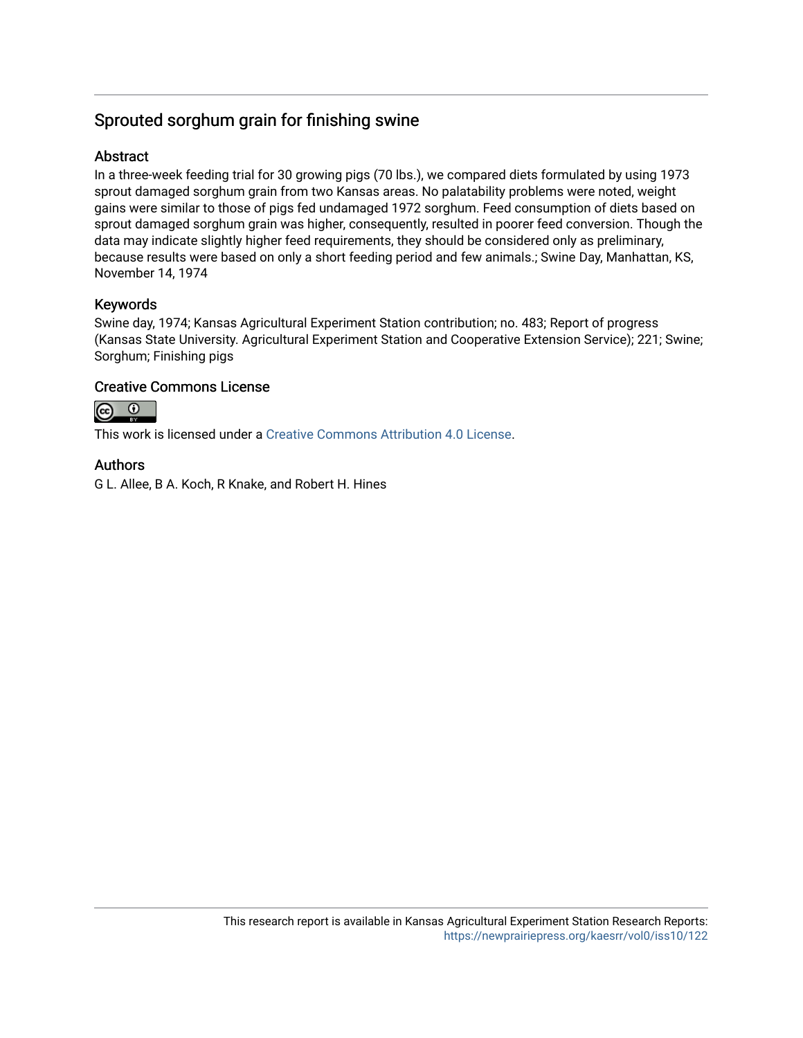## Sprouted sorghum grain for finishing swine

### Abstract

In a three-week feeding trial for 30 growing pigs (70 lbs.), we compared diets formulated by using 1973 sprout damaged sorghum grain from two Kansas areas. No palatability problems were noted, weight gains were similar to those of pigs fed undamaged 1972 sorghum. Feed consumption of diets based on sprout damaged sorghum grain was higher, consequently, resulted in poorer feed conversion. Though the data may indicate slightly higher feed requirements, they should be considered only as preliminary, because results were based on only a short feeding period and few animals.; Swine Day, Manhattan, KS, November 14, 1974

### Keywords

Swine day, 1974; Kansas Agricultural Experiment Station contribution; no. 483; Report of progress (Kansas State University. Agricultural Experiment Station and Cooperative Extension Service); 221; Swine; Sorghum; Finishing pigs

### Creative Commons License

This work is licensed under a Creative Commons Attribution 4.0 License.

### Authors

G L. Allee, B A. Koch, R Knake, and Robert H. Hines

This research report is available in Kansas Agricultural Experiment Station Research Reports: https://newprairiepress.org/kaesrr/vol0/iss10/122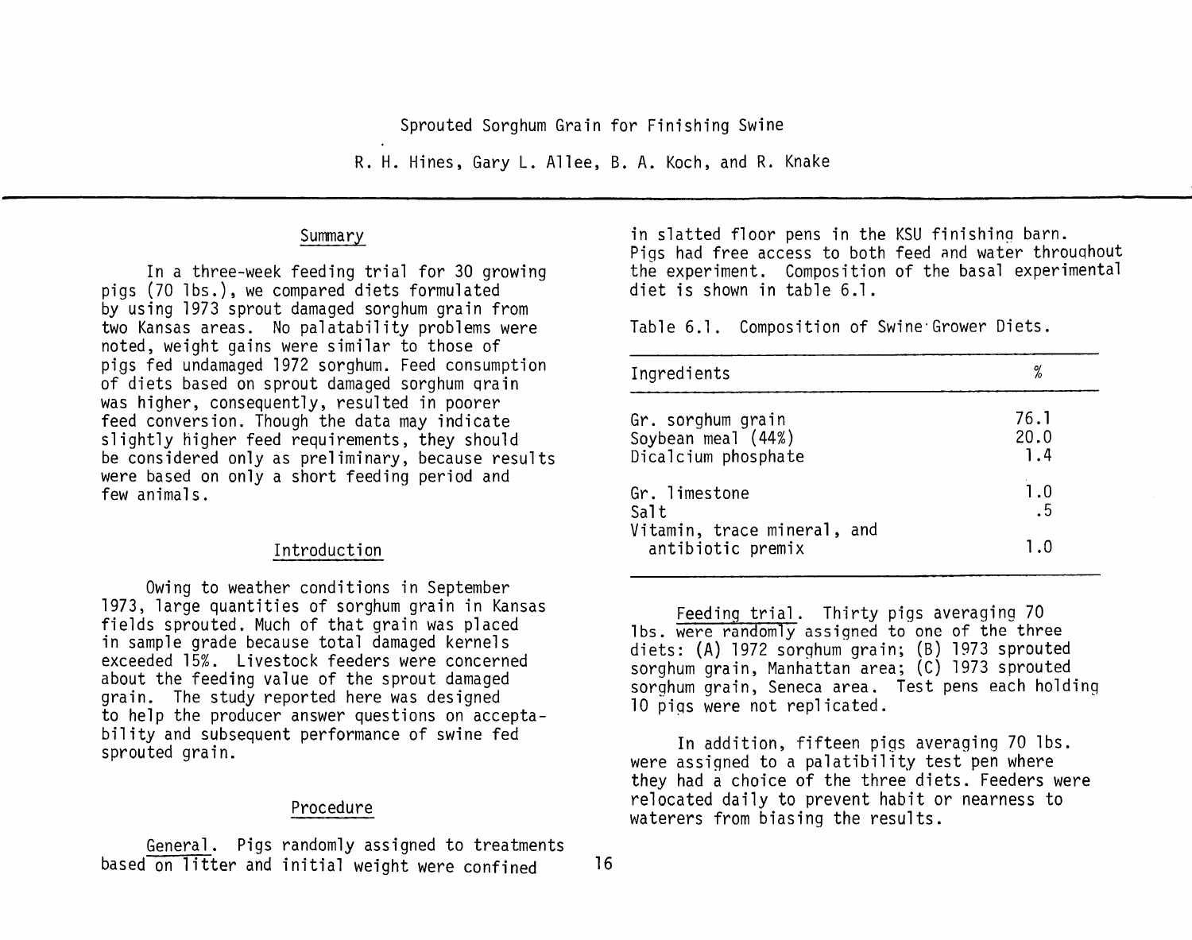# Sprouted Sorghum Grain for Finishing Swine

R. H. Hines, Gary L. Allee, B. A. Koch, and R. Knake

## Summary

In a three-week feeding trial for 30 growing pigs (70 lbs.), we compared diets formulated by using 1973 sprout damaged sorghum grain from two Kansas areas. No palatability problems were noted, weight gains were similar to those of pigs fed undamaged 1972 sorghum. Feed consumption of diets based on sprout damaged sorghum grain was higher, consequently, resulted in poorer feed conversion. Though the data may indicate slightly higher feed requirements, they should be considered only as preliminary, because results were based on only a short feeding period and few animals.

## Introduction

Owing to weather conditions in September 1973, large quantities of sorghum grain in Kansas fields sprouted. Much of that grain was placed in sample grade because total damaged kernels exceeded 15%. Livestock feeders were concerned about the feeding value of the sprout damaged grain. The study reported here was designed to help the producer answer questions on acceptability and subsequent performance of swine fed sprouted grain.

## Procedure

General. Pigs randomly assigned to treatments based on litter and initial weight were confined in slatted floor pens in the KSU finishing barn. Pigs had free access to both feed and water throughout the experiment. Composition of the basal experimental diet is shown in table 6.1.

Table 6.1. Composition of Swine Grower Diets.

| Ingredients | % |
|---|---|
| Gr. sorghum grain | 76.1 |
| Soybean meal (44%) | 20.0 |
| Dicalcium phosphate | 1.4 |
| Gr. limestone | 1.0 |
| Salt | .5 |
| Vitamin, trace mineral, and antibiotic premix | 1.0 |

Feeding trial. Thirty pigs averaging 70 lbs. were randomly assigned to one of the three diets: (A) 1972 sorghum grain; (B) 1973 sprouted sorghum grain, Manhattan area; (C) 1973 sprouted sorghum grain, Seneca area. Test pens each holding 10 pigs were not replicated.

In addition, fifteen pigs averaging 70 lbs. were assigned to a palatibility test pen where they had a choice of the three diets. Feeders were relocated daily to prevent habit or nearness to waterers from biasing the results.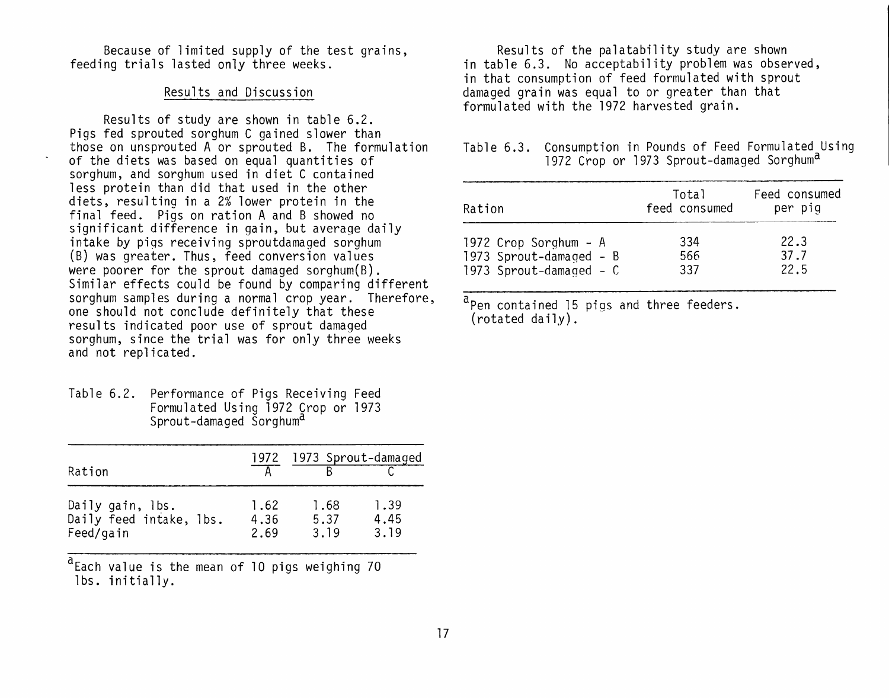Because of limited supply of the test grains, feeding trials lasted only three weeks.

## Results and Discussion

Results of study are shown in table 6.2. Pigs fed sprouted sorghum C gained slower than those on unsprouted A or sprouted B. The formulation of the diets was based on equal quantities of sorghum, and sorghum used in diet C contained less protein than did that used in the other diets, resulting in a 2% lower protein in the final feed. Pigs on ration A and B showed no significant difference in gain, but average daily intake by pigs receiving sproutdamaged sorghum (B) was greater. Thus, feed conversion values were poorer for the sprout damaged sorghum(B). Similar effects could be found by comparing different sorghum samples during a normal crop year. Therefore, one should not conclude definitely that these results indicated poor use of sprout damaged sorghum, since the trial was for only three weeks and not replicated.

Table 6.2. Performance of Pigs Receiving Feed Formulated Using 1972 Crop or 1973 Sprout-damaged Sorghum[a]

| | 1972 | 1973 Sprout-damaged | |
|---|---|---|---|
| Ration | A | B | C |
| Daily gain, lbs. | 1.62 | 1.68 | 1.39 |
| Daily feed intake, lbs. | 4.36 | 5.37 | 4.45 |
| Feed/gain | 2.69 | 3.19 | 3.19 |

[a]Each value is the mean of 10 pigs weighing 70 lbs. initially.

Results of the palatability study are shown in table 6.3. No acceptability problem was observed, in that consumption of feed formulated with sprout damaged grain was equal to or greater than that formulated with the 1972 harvested grain.

Table 6.3. Consumption in Pounds of Feed Formulated Using 1972 Crop or 1973 Sprout-damaged Sorghum[a]

| Ration | Total feed consumed | Feed consumed per pig |
|---|---|---|
| 1972 Crop Sorghum - A | 334 | 22.3 |
| 1973 Sprout-damaged - B | 566 | 37.7 |
| 1973 Sprout-damaged - C | 337 | 22.5 |

[a]Pen contained 15 pigs and three feeders. (rotated daily).